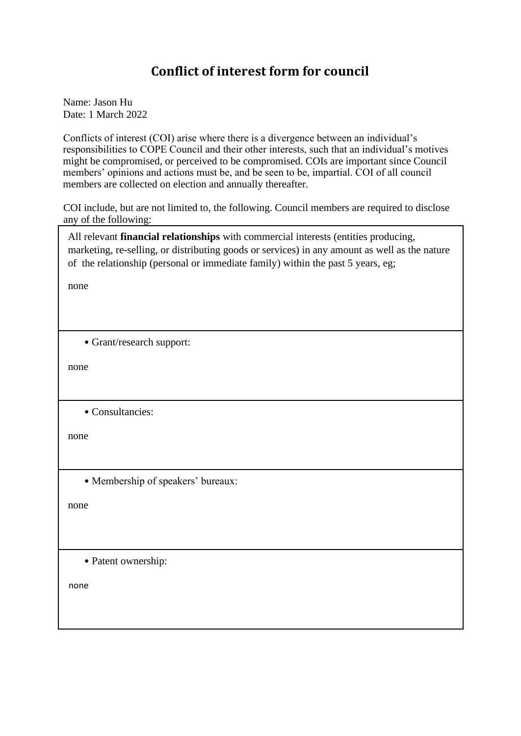# Conflict of interest form for council

Name: Jason Hu
Date: 1 March 2022

Conflicts of interest (COI) arise where there is a divergence between an individual's responsibilities to COPE Council and their other interests, such that an individual's motives might be compromised, or perceived to be compromised. COIs are important since Council members' opinions and actions must be, and be seen to be, impartial. COI of all council members are collected on election and annually thereafter.

COI include, but are not limited to, the following. Council members are required to disclose any of the following:

| |
|---|
| All relevant **financial relationships** with commercial interests (entities producing, marketing, re-selling, or distributing goods or services) in any amount as well as the nature of the relationship (personal or immediate family) within the past 5 years, eg;<br><br>none |
| • Grant/research support:<br><br>none |
| • Consultancies:<br><br>none |
| • Membership of speakers' bureaux:<br><br>none |
| • Patent ownership:<br><br>none |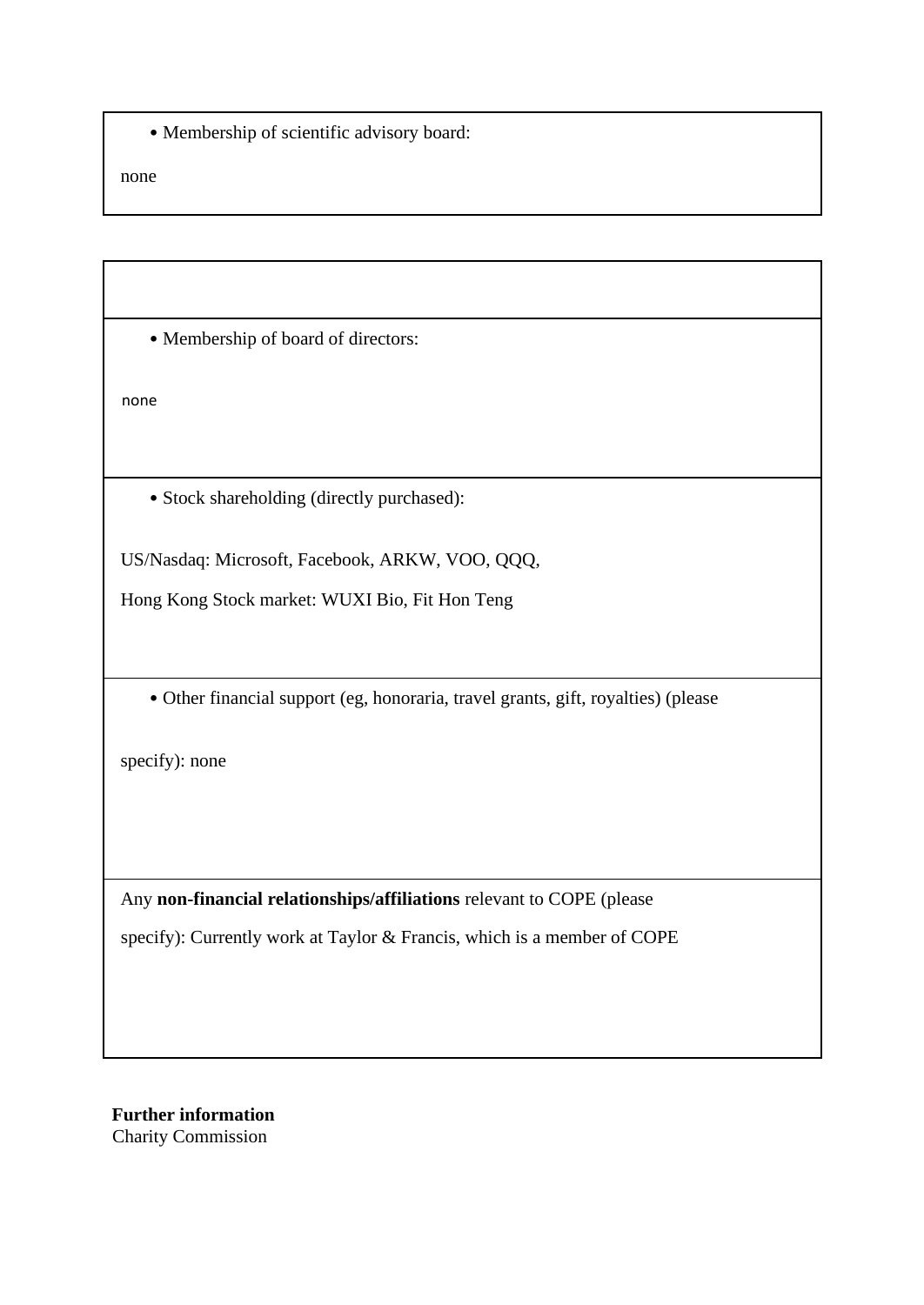- Membership of scientific advisory board:

none

- Membership of board of directors:

none

- Stock shareholding (directly purchased):

US/Nasdaq: Microsoft, Facebook, ARKW, VOO, QQQ,

Hong Kong Stock market: WUXI Bio, Fit Hon Teng

- Other financial support (eg, honoraria, travel grants, gift, royalties) (please

specify): none

Any **non-financial relationships/affiliations** relevant to COPE (please

specify): Currently work at Taylor & Francis, which is a member of COPE

**Further information**
Charity Commission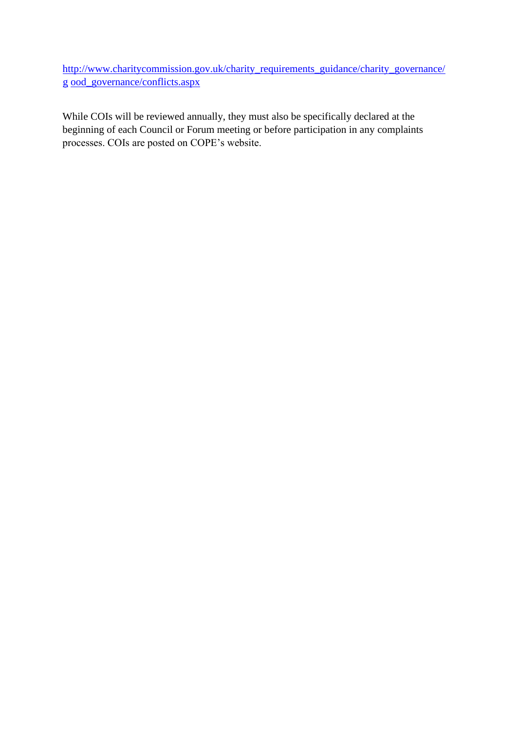http://www.charitycommission.gov.uk/charity_requirements_guidance/charity_governance/g ood_governance/conflicts.aspx

While COIs will be reviewed annually, they must also be specifically declared at the beginning of each Council or Forum meeting or before participation in any complaints processes. COIs are posted on COPE's website.